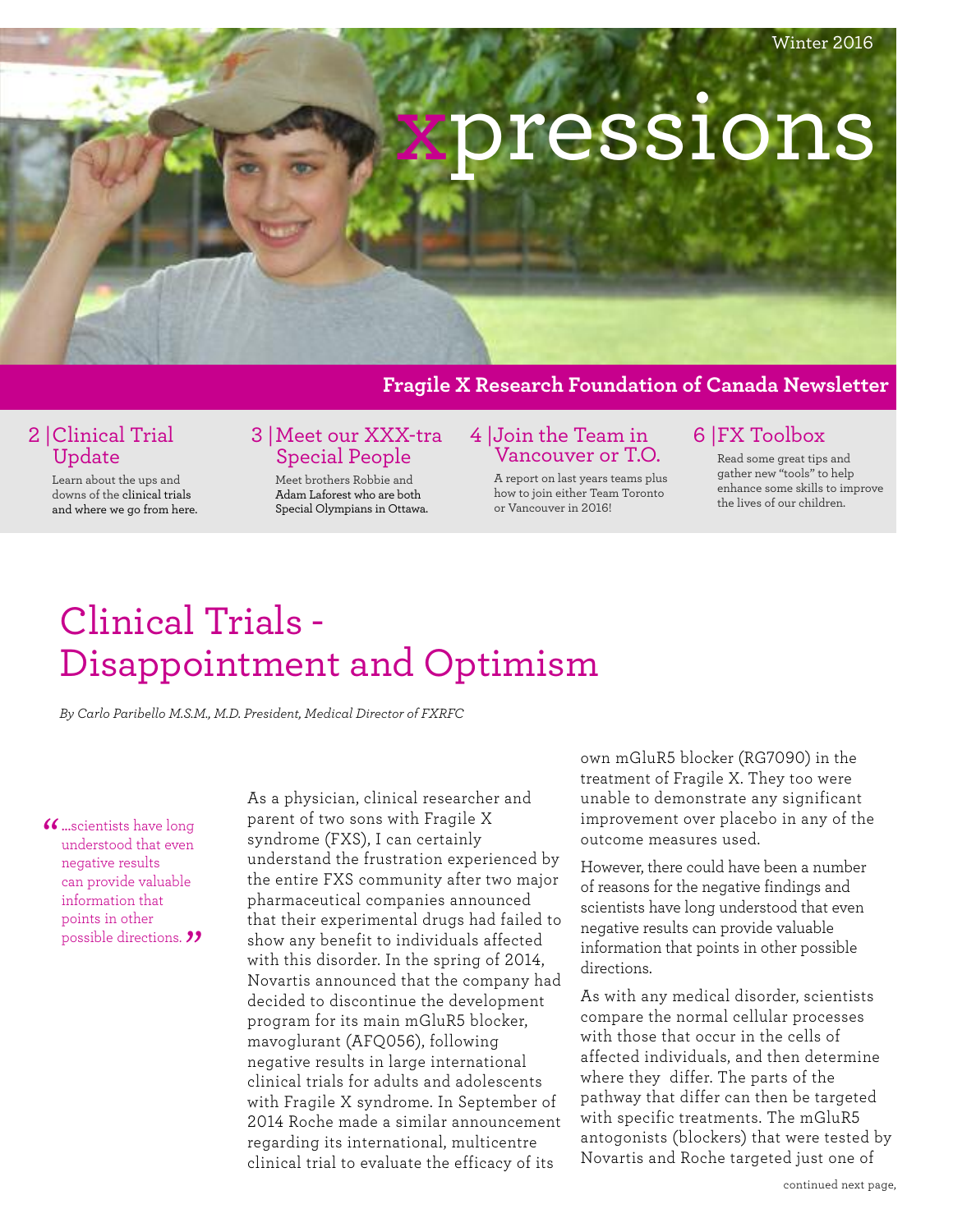Winter 2016

# xpressions

**Fragile X Research Foundation of Canada Newsletter**

**2 | Clinical Trial Update**
Learn about the ups and downs of the clinical trials and where we go from here.

**3 | Meet our XXX-tra Special People**
Meet brothers Robbie and Adam Laforest who are both Special Olympians in Ottawa.

**4 | Join the Team in Vancouver or T.O.**
A report on last years teams plus how to join either Team Toronto or Vancouver in 2016!

**6 | FX Toolbox**
Read some great tips and gather new "tools" to help enhance some skills to improve the lives of our children.

# Clinical Trials - Disappointment and Optimism

*By Carlo Paribello M.S.M., M.D. President, Medical Director of FXRFC*

> "...scientists have long understood that even negative results can provide valuable information that points in other possible directions."

As a physician, clinical researcher and parent of two sons with Fragile X syndrome (FXS), I can certainly understand the frustration experienced by the entire FXS community after two major pharmaceutical companies announced that their experimental drugs had failed to show any benefit to individuals affected with this disorder. In the spring of 2014, Novartis announced that the company had decided to discontinue the development program for its main mGluR5 blocker, mavoglurant (AFQ056), following negative results in large international clinical trials for adults and adolescents with Fragile X syndrome. In September of 2014 Roche made a similar announcement regarding its international, multicentre clinical trial to evaluate the efficacy of its own mGluR5 blocker (RG7090) in the treatment of Fragile X. They too were unable to demonstrate any significant improvement over placebo in any of the outcome measures used.

However, there could have been a number of reasons for the negative findings and scientists have long understood that even negative results can provide valuable information that points in other possible directions.

As with any medical disorder, scientists compare the normal cellular processes with those that occur in the cells of affected individuals, and then determine where they differ. The parts of the pathway that differ can then be targeted with specific treatments. The mGluR5 antagonists (blockers) that were tested by Novartis and Roche targeted just one of

continued next page,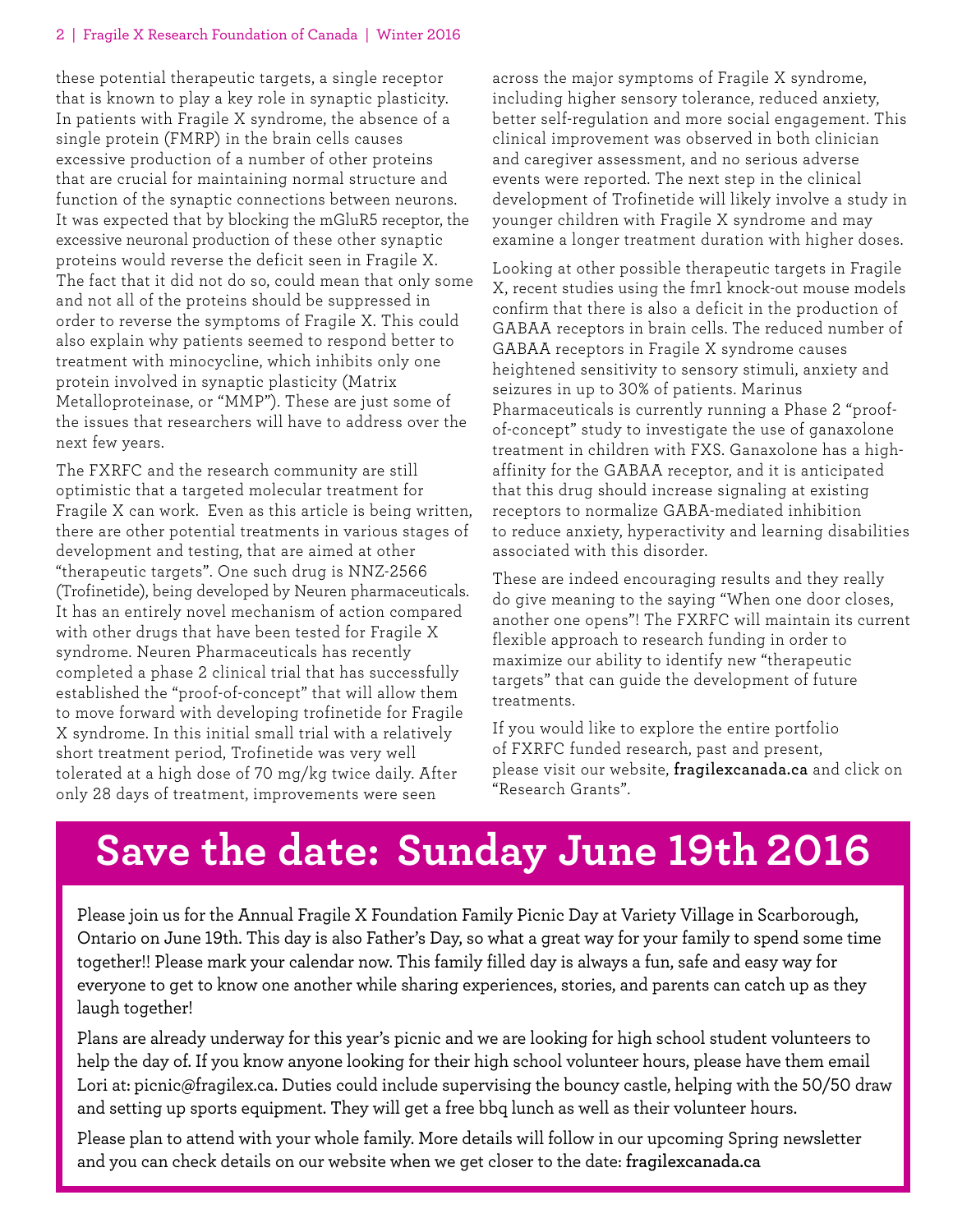these potential therapeutic targets, a single receptor that is known to play a key role in synaptic plasticity. In patients with Fragile X syndrome, the absence of a single protein (FMRP) in the brain cells causes excessive production of a number of other proteins that are crucial for maintaining normal structure and function of the synaptic connections between neurons. It was expected that by blocking the mGluR5 receptor, the excessive neuronal production of these other synaptic proteins would reverse the deficit seen in Fragile X. The fact that it did not do so, could mean that only some and not all of the proteins should be suppressed in order to reverse the symptoms of Fragile X. This could also explain why patients seemed to respond better to treatment with minocycline, which inhibits only one protein involved in synaptic plasticity (Matrix Metalloproteinase, or "MMP"). These are just some of the issues that researchers will have to address over the next few years.

The FXRFC and the research community are still optimistic that a targeted molecular treatment for Fragile X can work. Even as this article is being written, there are other potential treatments in various stages of development and testing, that are aimed at other "therapeutic targets". One such drug is NNZ-2566 (Trofinetide), being developed by Neuren pharmaceuticals. It has an entirely novel mechanism of action compared with other drugs that have been tested for Fragile X syndrome. Neuren Pharmaceuticals has recently completed a phase 2 clinical trial that has successfully established the "proof-of-concept" that will allow them to move forward with developing trofinetide for Fragile X syndrome. In this initial small trial with a relatively short treatment period, Trofinetide was very well tolerated at a high dose of 70 mg/kg twice daily. After only 28 days of treatment, improvements were seen across the major symptoms of Fragile X syndrome, including higher sensory tolerance, reduced anxiety, better self-regulation and more social engagement. This clinical improvement was observed in both clinician and caregiver assessment, and no serious adverse events were reported. The next step in the clinical development of Trofinetide will likely involve a study in younger children with Fragile X syndrome and may examine a longer treatment duration with higher doses.

Looking at other possible therapeutic targets in Fragile X, recent studies using the fmr1 knock-out mouse models confirm that there is also a deficit in the production of GABAA receptors in brain cells. The reduced number of GABAA receptors in Fragile X syndrome causes heightened sensitivity to sensory stimuli, anxiety and seizures in up to 30% of patients. Marinus Pharmaceuticals is currently running a Phase 2 "proof-of-concept" study to investigate the use of ganaxolone treatment in children with FXS. Ganaxolone has a high-affinity for the GABAA receptor, and it is anticipated that this drug should increase signaling at existing receptors to normalize GABA-mediated inhibition to reduce anxiety, hyperactivity and learning disabilities associated with this disorder.

These are indeed encouraging results and they really do give meaning to the saying "When one door closes, another one opens"! The FXRFC will maintain its current flexible approach to research funding in order to maximize our ability to identify new "therapeutic targets" that can guide the development of future treatments.

If you would like to explore the entire portfolio of FXRFC funded research, past and present, please visit our website, **fragilexcanada.ca** and click on "Research Grants".

# Save the date: Sunday June 19th 2016

Please join us for the Annual Fragile X Foundation Family Picnic Day at Variety Village in Scarborough, Ontario on June 19th. This day is also Father's Day, so what a great way for your family to spend some time together!! Please mark your calendar now. This family filled day is always a fun, safe and easy way for everyone to get to know one another while sharing experiences, stories, and parents can catch up as they laugh together!

Plans are already underway for this year's picnic and we are looking for high school student volunteers to help the day of. If you know anyone looking for their high school volunteer hours, please have them email Lori at: picnic@fragilex.ca. Duties could include supervising the bouncy castle, helping with the 50/50 draw and setting up sports equipment. They will get a free bbq lunch as well as their volunteer hours.

Please plan to attend with your whole family. More details will follow in our upcoming Spring newsletter and you can check details on our website when we get closer to the date: **fragilexcanada.ca**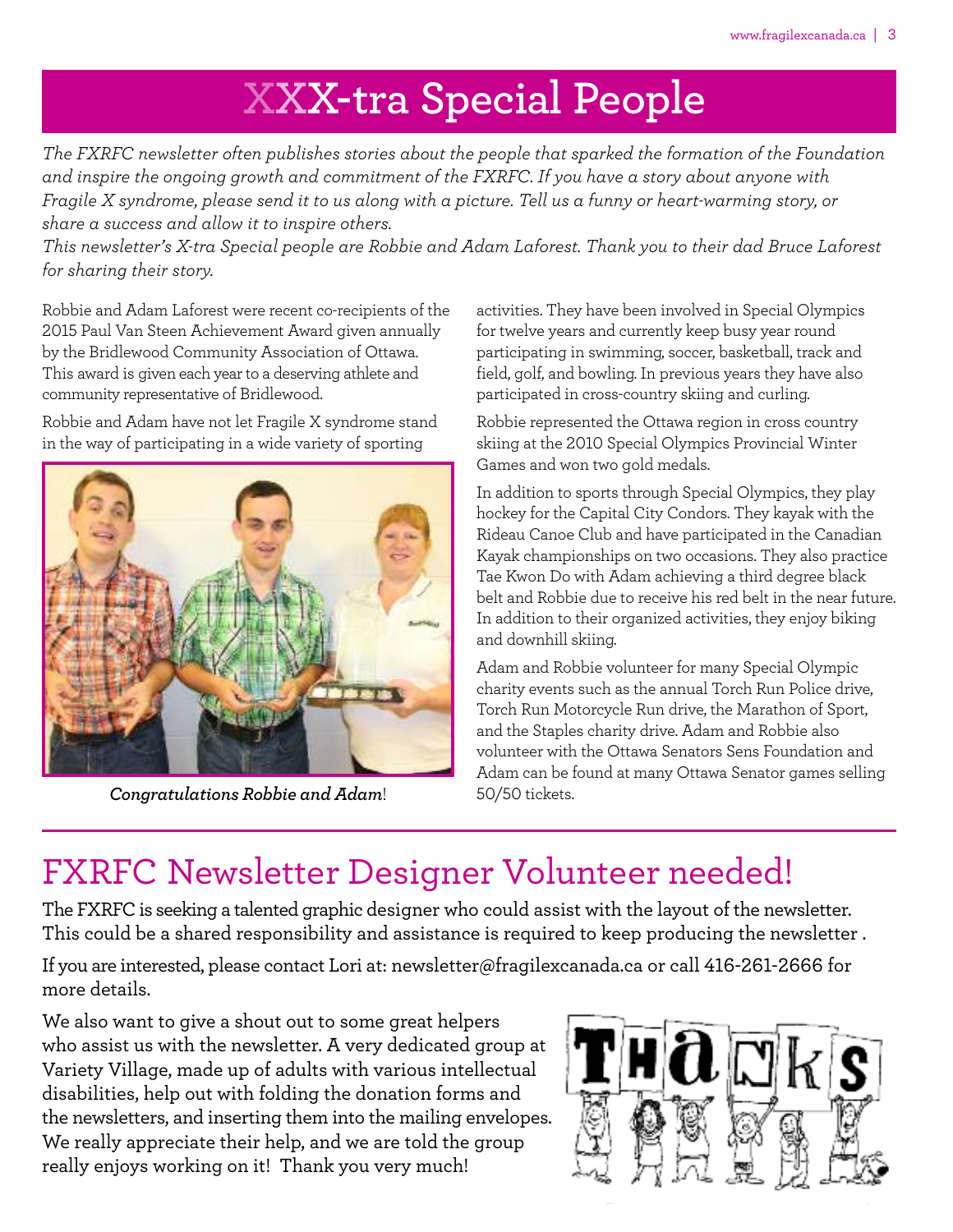# XXX-tra Special People

*The FXRFC newsletter often publishes stories about the people that sparked the formation of the Foundation and inspire the ongoing growth and commitment of the FXRFC. If you have a story about anyone with Fragile X syndrome, please send it to us along with a picture. Tell us a funny or heart-warming story, or share a success and allow it to inspire others.*

*This newsletter's X-tra Special people are Robbie and Adam Laforest. Thank you to their dad Bruce Laforest for sharing their story.*

Robbie and Adam Laforest were recent co-recipients of the 2015 Paul Van Steen Achievement Award given annually by the Bridlewood Community Association of Ottawa. This award is given each year to a deserving athlete and community representative of Bridlewood.

Robbie and Adam have not let Fragile X syndrome stand in the way of participating in a wide variety of sporting activities. They have been involved in Special Olympics for twelve years and currently keep busy year round participating in swimming, soccer, basketball, track and field, golf, and bowling. In previous years they have also participated in cross-country skiing and curling.

***Congratulations Robbie and Adam***!

Robbie represented the Ottawa region in cross country skiing at the 2010 Special Olympics Provincial Winter Games and won two gold medals.

In addition to sports through Special Olympics, they play hockey for the Capital City Condors. They kayak with the Rideau Canoe Club and have participated in the Canadian Kayak championships on two occasions. They also practice Tae Kwon Do with Adam achieving a third degree black belt and Robbie due to receive his red belt in the near future. In addition to their organized activities, they enjoy biking and downhill skiing.

Adam and Robbie volunteer for many Special Olympic charity events such as the annual Torch Run Police drive, Torch Run Motorcycle Run drive, the Marathon of Sport, and the Staples charity drive. Adam and Robbie also volunteer with the Ottawa Senators Sens Foundation and Adam can be found at many Ottawa Senator games selling 50/50 tickets.

## FXRFC Newsletter Designer Volunteer needed!

The FXRFC is seeking a talented graphic designer who could assist with the layout of the newsletter. This could be a shared responsibility and assistance is required to keep producing the newsletter .

If you are interested, please contact Lori at: newsletter@fragilexcanada.ca or call 416-261-2666 for more details.

We also want to give a shout out to some great helpers who assist us with the newsletter. A very dedicated group at Variety Village, made up of adults with various intellectual disabilities, help out with folding the donation forms and the newsletters, and inserting them into the mailing envelopes. We really appreciate their help, and we are told the group really enjoys working on it! Thank you very much!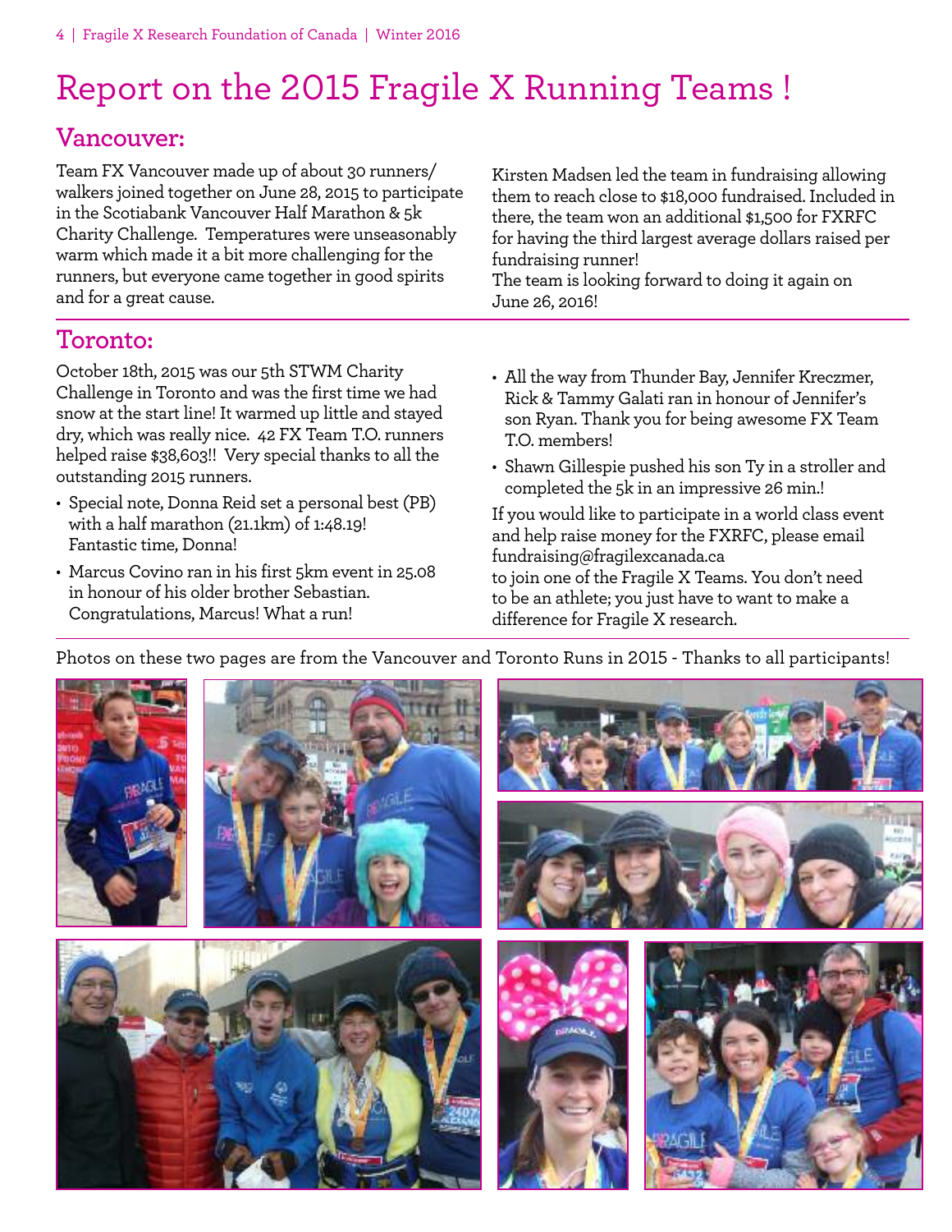# Report on the 2015 Fragile X Running Teams !

## Vancouver:

Team FX Vancouver made up of about 30 runners/ walkers joined together on June 28, 2015 to participate in the Scotiabank Vancouver Half Marathon & 5k Charity Challenge. Temperatures were unseasonably warm which made it a bit more challenging for the runners, but everyone came together in good spirits and for a great cause.

Kirsten Madsen led the team in fundraising allowing them to reach close to $18,000 fundraised. Included in there, the team won an additional $1,500 for FXRFC for having the third largest average dollars raised per fundraising runner!
The team is looking forward to doing it again on June 26, 2016!

## Toronto:

October 18th, 2015 was our 5th STWM Charity Challenge in Toronto and was the first time we had snow at the start line! It warmed up little and stayed dry, which was really nice. 42 FX Team T.O. runners helped raise $38,603!! Very special thanks to all the outstanding 2015 runners.

- Special note, Donna Reid set a personal best (PB) with a half marathon (21.1km) of 1:48.19! Fantastic time, Donna!
- Marcus Covino ran in his first 5km event in 25.08 in honour of his older brother Sebastian. Congratulations, Marcus! What a run!
- All the way from Thunder Bay, Jennifer Kreczmer, Rick & Tammy Galati ran in honour of Jennifer's son Ryan. Thank you for being awesome FX Team T.O. members!
- Shawn Gillespie pushed his son Ty in a stroller and completed the 5k in an impressive 26 min.!

If you would like to participate in a world class event and help raise money for the FXRFC, please email fundraising@fragilexcanada.ca
to join one of the Fragile X Teams. You don't need to be an athlete; you just have to want to make a difference for Fragile X research.

Photos on these two pages are from the Vancouver and Toronto Runs in 2015 - Thanks to all participants!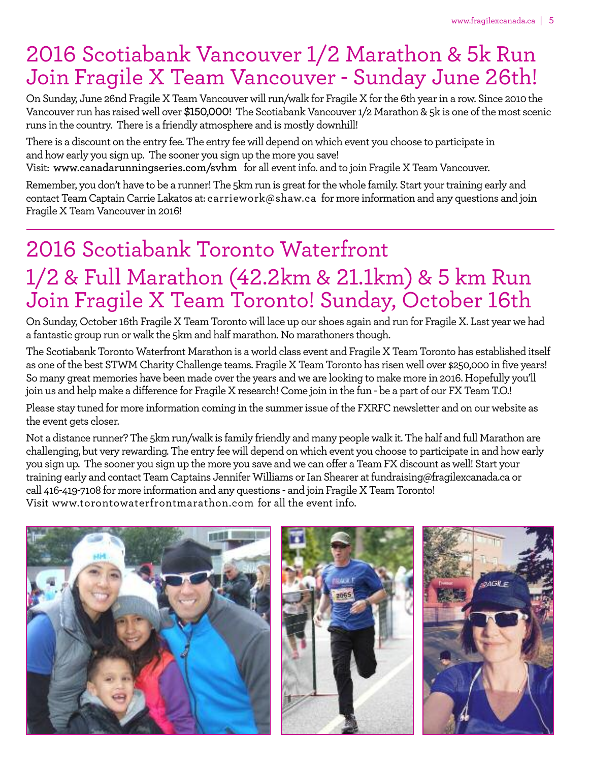# 2016 Scotiabank Vancouver 1/2 Marathon & 5k Run Join Fragile X Team Vancouver - Sunday June 26th!

On Sunday, June 26nd Fragile X Team Vancouver will run/walk for Fragile X for the 6th year in a row. Since 2010 the Vancouver run has raised well over **$150,000!** The Scotiabank Vancouver 1/2 Marathon & 5k is one of the most scenic runs in the country. There is a friendly atmosphere and is mostly downhill!

There is a discount on the entry fee. The entry fee will depend on which event you choose to participate in and how early you sign up. The sooner you sign up the more you save!
Visit: **www.canadarunningseries.com/svhm** for all event info. and to join Fragile X Team Vancouver.

Remember, you don't have to be a runner! The 5km run is great for the whole family. Start your training early and contact Team Captain Carrie Lakatos at: carriework@shaw.ca for more information and any questions and join Fragile X Team Vancouver in 2016!

# 2016 Scotiabank Toronto Waterfront 1/2 & Full Marathon (42.2km & 21.1km) & 5 km Run Join Fragile X Team Toronto! Sunday, October 16th

On Sunday, October 16th Fragile X Team Toronto will lace up our shoes again and run for Fragile X. Last year we had a fantastic group run or walk the 5km and half marathon. No marathoners though.

The Scotiabank Toronto Waterfront Marathon is a world class event and Fragile X Team Toronto has established itself as one of the best STWM Charity Challenge teams. Fragile X Team Toronto has risen well over $250,000 in five years! So many great memories have been made over the years and we are looking to make more in 2016. Hopefully you'll join us and help make a difference for Fragile X research! Come join in the fun - be a part of our FX Team T.O.!

Please stay tuned for more information coming in the summer issue of the FXRFC newsletter and on our website as the event gets closer.

Not a distance runner? The 5km run/walk is family friendly and many people walk it. The half and full Marathon are challenging, but very rewarding. The entry fee will depend on which event you choose to participate in and how early you sign up. The sooner you sign up the more you save and we can offer a Team FX discount as well! Start your training early and contact Team Captains Jennifer Williams or Ian Shearer at fundraising@fragilexcanada.ca or call 416-419-7108 for more information and any questions - and join Fragile X Team Toronto!
Visit www.torontowaterfrontmarathon.com for all the event info.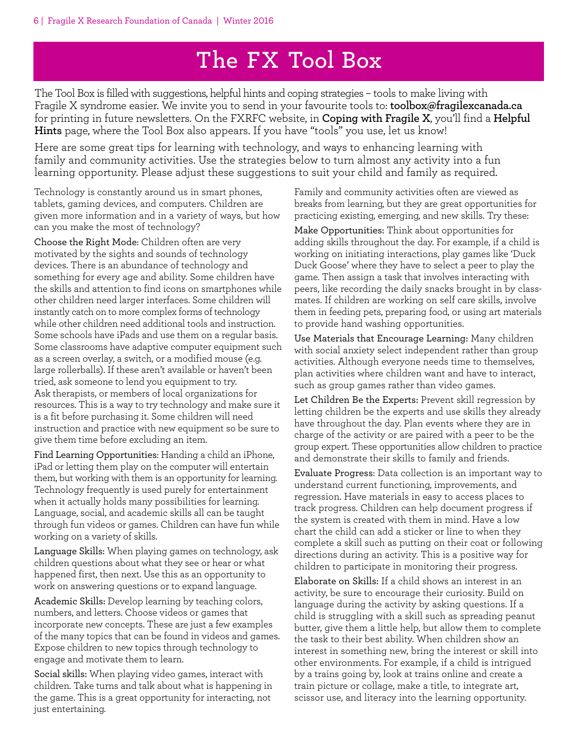# The FX Tool Box

The Tool Box is filled with suggestions, helpful hints and coping strategies – tools to make living with Fragile X syndrome easier. We invite you to send in your favourite tools to: **toolbox@fragilexcanada.ca** for printing in future newsletters. On the FXRFC website, in **Coping with Fragile X**, you'll find a **Helpful Hints** page, where the Tool Box also appears. If you have "tools" you use, let us know!

Here are some great tips for learning with technology, and ways to enhancing learning with family and community activities. Use the strategies below to turn almost any activity into a fun learning opportunity. Please adjust these suggestions to suit your child and family as required.

Technology is constantly around us in smart phones, tablets, gaming devices, and computers. Children are given more information and in a variety of ways, but how can you make the most of technology?

**Choose the Right Mode:** Children often are very motivated by the sights and sounds of technology devices. There is an abundance of technology and something for every age and ability. Some children have the skills and attention to find icons on smartphones while other children need larger interfaces. Some children will instantly catch on to more complex forms of technology while other children need additional tools and instruction. Some schools have iPads and use them on a regular basis. Some classrooms have adaptive computer equipment such as a screen overlay, a switch, or a modified mouse (e.g. large rollerballs). If these aren't available or haven't been tried, ask someone to lend you equipment to try. Ask therapists, or members of local organizations for resources. This is a way to try technology and make sure it is a fit before purchasing it. Some children will need instruction and practice with new equipment so be sure to give them time before excluding an item.

**Find Learning Opportunities:** Handing a child an iPhone, iPad or letting them play on the computer will entertain them, but working with them is an opportunity for learning. Technology frequently is used purely for entertainment when it actually holds many possibilities for learning. Language, social, and academic skills all can be taught through fun videos or games. Children can have fun while working on a variety of skills.

**Language Skills:** When playing games on technology, ask children questions about what they see or hear or what happened first, then next. Use this as an opportunity to work on answering questions or to expand language.

**Academic Skills:** Develop learning by teaching colors, numbers, and letters. Choose videos or games that incorporate new concepts. These are just a few examples of the many topics that can be found in videos and games. Expose children to new topics through technology to engage and motivate them to learn.

**Social skills:** When playing video games, interact with children. Take turns and talk about what is happening in the game. This is a great opportunity for interacting, not just entertaining.

Family and community activities often are viewed as breaks from learning, but they are great opportunities for practicing existing, emerging, and new skills. Try these:

**Make Opportunities:** Think about opportunities for adding skills throughout the day. For example, if a child is working on initiating interactions, play games like 'Duck Duck Goose' where they have to select a peer to play the game. Then assign a task that involves interacting with peers, like recording the daily snacks brought in by classmates. If children are working on self care skills, involve them in feeding pets, preparing food, or using art materials to provide hand washing opportunities.

**Use Materials that Encourage Learning:** Many children with social anxiety select independent rather than group activities. Although everyone needs time to themselves, plan activities where children want and have to interact, such as group games rather than video games.

**Let Children Be the Experts:** Prevent skill regression by letting children be the experts and use skills they already have throughout the day. Plan events where they are in charge of the activity or are paired with a peer to be the group expert. These opportunities allow children to practice and demonstrate their skills to family and friends.

**Evaluate Progress:** Data collection is an important way to understand current functioning, improvements, and regression. Have materials in easy to access places to track progress. Children can help document progress if the system is created with them in mind. Have a low chart the child can add a sticker or line to when they complete a skill such as putting on their coat or following directions during an activity. This is a positive way for children to participate in monitoring their progress.

**Elaborate on Skills:** If a child shows an interest in an activity, be sure to encourage their curiosity. Build on language during the activity by asking questions. If a child is struggling with a skill such as spreading peanut butter, give them a little help, but allow them to complete the task to their best ability. When children show an interest in something new, bring the interest or skill into other environments. For example, if a child is intrigued by a trains going by, look at trains online and create a train picture or collage, make a title, to integrate art, scissor use, and literacy into the learning opportunity.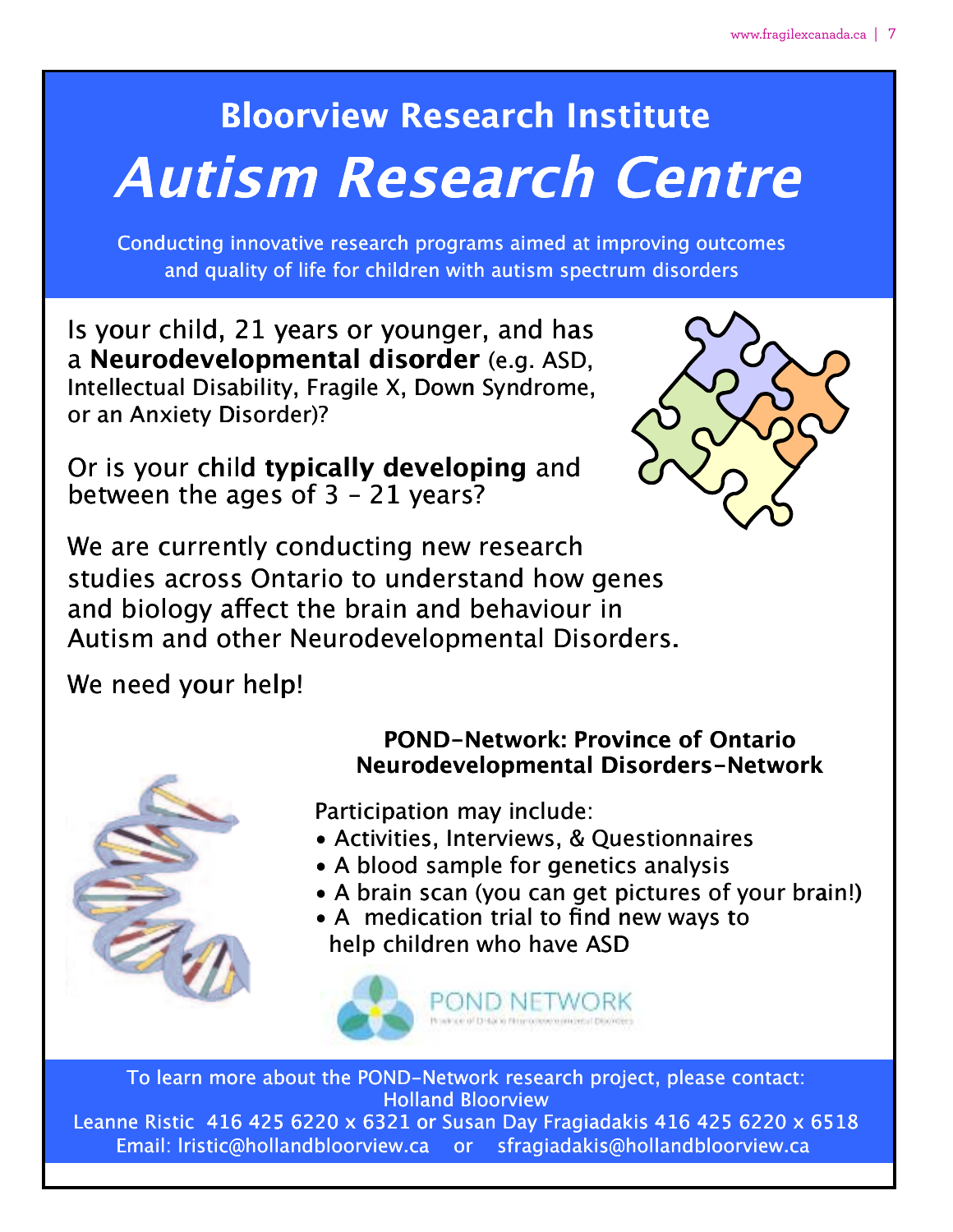# Bloorview Research Institute

# *Autism Research Centre*

Conducting innovative research programs aimed at improving outcomes and quality of life for children with autism spectrum disorders

Is your child, 21 years or younger, and has a **Neurodevelopmental disorder** (e.g. ASD, Intellectual Disability, Fragile X, Down Syndrome, or an Anxiety Disorder)?

Or is your child **typically developing** and between the ages of 3 – 21 years?

We are currently conducting new research studies across Ontario to understand how genes and biology affect the brain and behaviour in Autism and other Neurodevelopmental Disorders.

We need your help!

**POND-Network: Province of Ontario Neurodevelopmental Disorders-Network**

Participation may include:

- Activities, Interviews, & Questionnaires
- A blood sample for genetics analysis
- A brain scan (you can get pictures of your brain!)
- A medication trial to find new ways to help children who have ASD

POND NETWORK

Province of Ontario Neurodevelopmental Disorders

To learn more about the POND-Network research project, please contact:
Holland Bloorview
Leanne Ristic 416 425 6220 x 6321 or Susan Day Fragiadakis 416 425 6220 x 6518
Email: lristic@hollandbloorview.ca or sfragiadakis@hollandbloorview.ca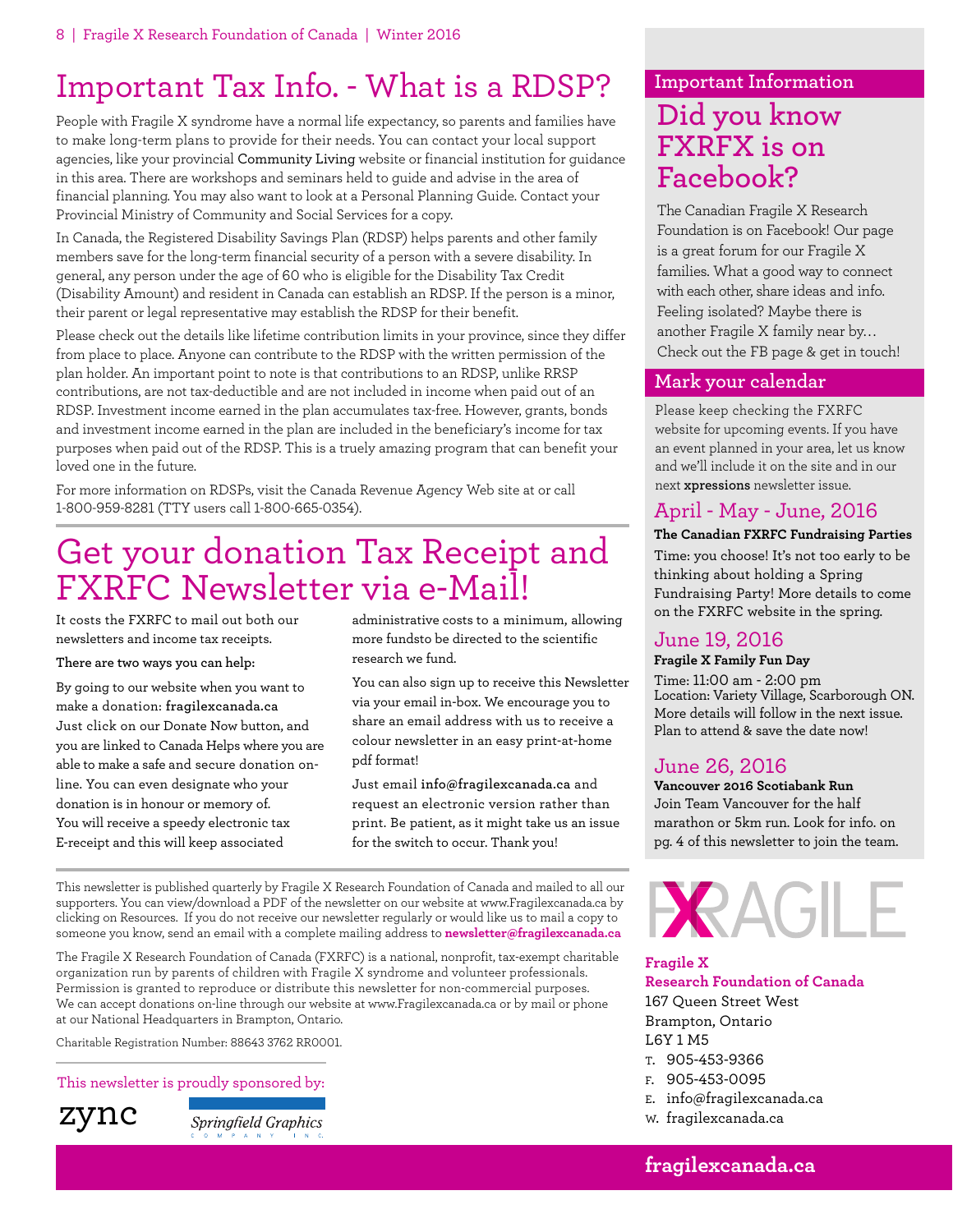# Important Tax Info. - What is a RDSP?

People with Fragile X syndrome have a normal life expectancy, so parents and families have to make long-term plans to provide for their needs. You can contact your local support agencies, like your provincial Community Living website or financial institution for guidance in this area. There are workshops and seminars held to guide and advise in the area of financial planning. You may also want to look at a Personal Planning Guide. Contact your Provincial Ministry of Community and Social Services for a copy.

In Canada, the Registered Disability Savings Plan (RDSP) helps parents and other family members save for the long-term financial security of a person with a severe disability. In general, any person under the age of 60 who is eligible for the Disability Tax Credit (Disability Amount) and resident in Canada can establish an RDSP. If the person is a minor, their parent or legal representative may establish the RDSP for their benefit.

Please check out the details like lifetime contribution limits in your province, since they differ from place to place. Anyone can contribute to the RDSP with the written permission of the plan holder. An important point to note is that contributions to an RDSP, unlike RRSP contributions, are not tax-deductible and are not included in income when paid out of an RDSP. Investment income earned in the plan accumulates tax-free. However, grants, bonds and investment income earned in the plan are included in the beneficiary's income for tax purposes when paid out of the RDSP. This is a truely amazing program that can benefit your loved one in the future.

For more information on RDSPs, visit the Canada Revenue Agency Web site at or call 1-800-959-8281 (TTY users call 1-800-665-0354).

# Get your donation Tax Receipt and FXRFC Newsletter via e-Mail!

It costs the FXRFC to mail out both our newsletters and income tax receipts.

**There are two ways you can help:**

By going to our website when you want to make a donation: **fragilexcanada.ca**
Just click on our Donate Now button, and you are linked to Canada Helps where you are able to make a safe and secure donation on-line. You can even designate who your donation is in honour or memory of.
You will receive a speedy electronic tax E-receipt and this will keep associated administrative costs to a minimum, allowing more fundsto be directed to the scientific research we fund.

You can also sign up to receive this Newsletter via your email in-box. We encourage you to share an email address with us to receive a colour newsletter in an easy print-at-home pdf format!

Just email **info@fragilexcanada.ca** and request an electronic version rather than print. Be patient, as it might take us an issue for the switch to occur. Thank you!

This newsletter is published quarterly by Fragile X Research Foundation of Canada and mailed to all our supporters. You can view/download a PDF of the newsletter on our website at www.Fragilexcanada.ca by clicking on Resources. If you do not receive our newsletter regularly or would like us to mail a copy to someone you know, send an email with a complete mailing address to **newsletter@fragilexcanada.ca**

The Fragile X Research Foundation of Canada (FXRFC) is a national, nonprofit, tax-exempt charitable organization run by parents of children with Fragile X syndrome and volunteer professionals. Permission is granted to reproduce or distribute this newsletter for non-commercial purposes. We can accept donations on-line through our website at www.Fragilexcanada.ca or by mail or phone at our National Headquarters in Brampton, Ontario.

Charitable Registration Number: 88643 3762 RR0001.

This newsletter is proudly sponsored by:

zync

Springfield Graphics COMPANY INC.

## Important Information

# Did you know FXRFX is on Facebook?

The Canadian Fragile X Research Foundation is on Facebook! Our page is a great forum for our Fragile X families. What a good way to connect with each other, share ideas and info. Feeling isolated? Maybe there is another Fragile X family near by… Check out the FB page & get in touch!

## Mark your calendar

Please keep checking the FXRFC website for upcoming events. If you have an event planned in your area, let us know and we'll include it on the site and in our next **xpressions** newsletter issue.

### April - May - June, 2016

**The Canadian FXRFC Fundraising Parties**

Time: you choose! It's not too early to be thinking about holding a Spring Fundraising Party! More details to come on the FXRFC website in the spring.

### June 19, 2016

**Fragile X Family Fun Day**

Time: 11:00 am - 2:00 pm
Location: Variety Village, Scarborough ON.
More details will follow in the next issue.
Plan to attend & save the date now!

### June 26, 2016

**Vancouver 2016 Scotiabank Run**

Join Team Vancouver for the half marathon or 5km run. Look for info. on pg. 4 of this newsletter to join the team.

FRAGILE

**Fragile X Research Foundation of Canada**
167 Queen Street West
Brampton, Ontario
L6Y 1 M5
T. 905-453-9366
F. 905-453-0095
E. info@fragilexcanada.ca
W. fragilexcanada.ca

fragilexcanada.ca